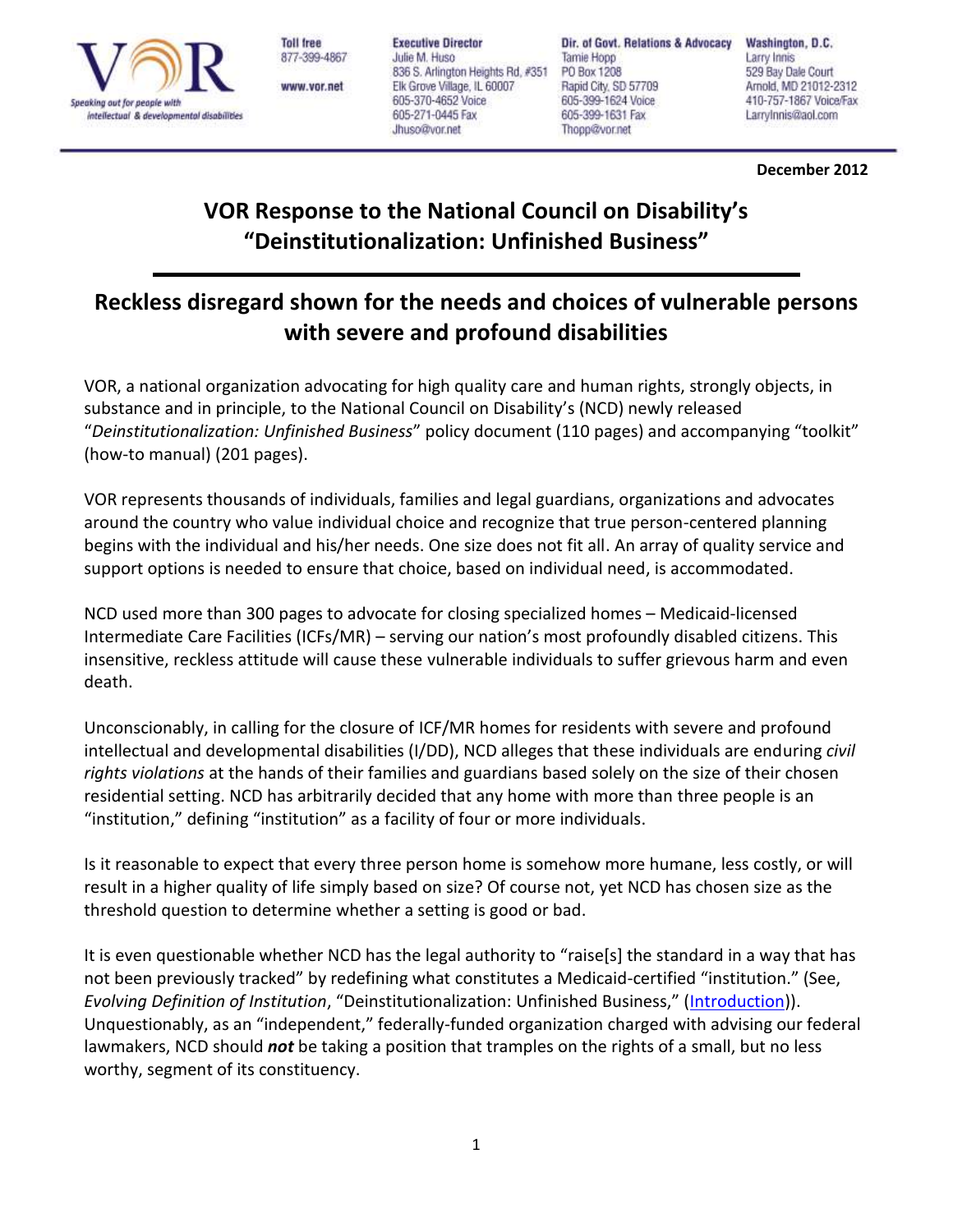VOR — Speaking out for people with intellectual & developmental disabilities

Toll free
877-399-4867

www.vor.net

**Executive Director**
Julie M. Huso
836 S. Arlington Heights Rd, #351
Elk Grove Village, IL 60007
605-370-4652 Voice
605-271-0445 Fax
Jhuso@vor.net

**Dir. of Govt. Relations & Advocacy**
Tamie Hopp
PO Box 1208
Rapid City, SD 57709
605-399-1624 Voice
605-399-1631 Fax
Thopp@vor.net

**Washington, D.C.**
Larry Innis
529 Bay Dale Court
Arnold, MD 21012-2312
410-757-1867 Voice/Fax
LarryInnis@aol.com

**December 2012**

# VOR Response to the National Council on Disability's "Deinstitutionalization: Unfinished Business"

## Reckless disregard shown for the needs and choices of vulnerable persons with severe and profound disabilities

VOR, a national organization advocating for high quality care and human rights, strongly objects, in substance and in principle, to the National Council on Disability's (NCD) newly released "*Deinstitutionalization: Unfinished Business*" policy document (110 pages) and accompanying "toolkit" (how-to manual) (201 pages).

VOR represents thousands of individuals, families and legal guardians, organizations and advocates around the country who value individual choice and recognize that true person-centered planning begins with the individual and his/her needs. One size does not fit all. An array of quality service and support options is needed to ensure that choice, based on individual need, is accommodated.

NCD used more than 300 pages to advocate for closing specialized homes – Medicaid-licensed Intermediate Care Facilities (ICFs/MR) – serving our nation's most profoundly disabled citizens. This insensitive, reckless attitude will cause these vulnerable individuals to suffer grievous harm and even death.

Unconscionably, in calling for the closure of ICF/MR homes for residents with severe and profound intellectual and developmental disabilities (I/DD), NCD alleges that these individuals are enduring *civil rights violations* at the hands of their families and guardians based solely on the size of their chosen residential setting. NCD has arbitrarily decided that any home with more than three people is an "institution," defining "institution" as a facility of four or more individuals.

Is it reasonable to expect that every three person home is somehow more humane, less costly, or will result in a higher quality of life simply based on size? Of course not, yet NCD has chosen size as the threshold question to determine whether a setting is good or bad.

It is even questionable whether NCD has the legal authority to "raise[s] the standard in a way that has not been previously tracked" by redefining what constitutes a Medicaid-certified "institution." (See, *Evolving Definition of Institution*, "Deinstitutionalization: Unfinished Business," (Introduction)). Unquestionably, as an "independent," federally-funded organization charged with advising our federal lawmakers, NCD should ***not*** be taking a position that tramples on the rights of a small, but no less worthy, segment of its constituency.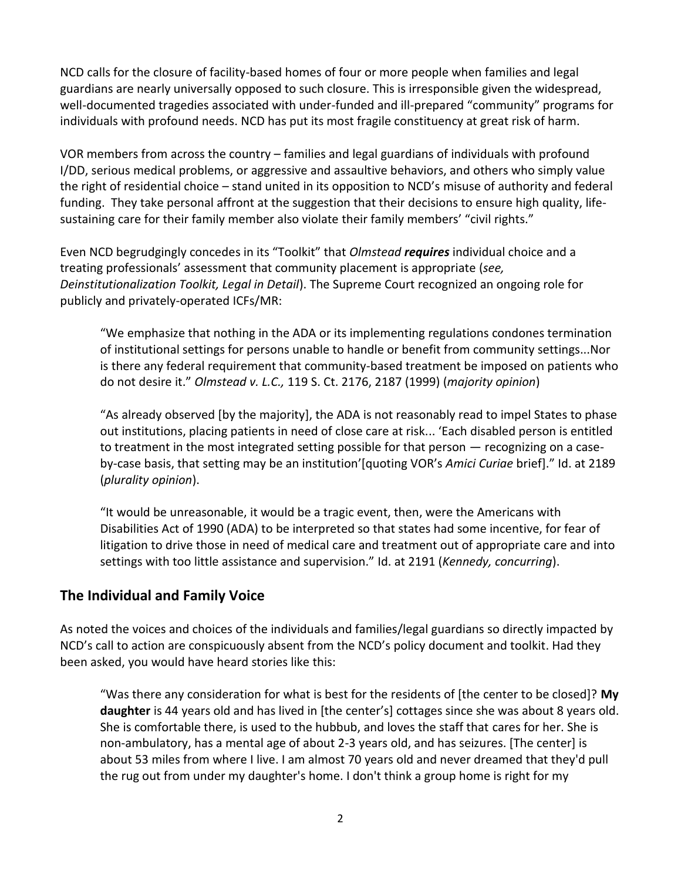NCD calls for the closure of facility-based homes of four or more people when families and legal guardians are nearly universally opposed to such closure. This is irresponsible given the widespread, well-documented tragedies associated with under-funded and ill-prepared "community" programs for individuals with profound needs. NCD has put its most fragile constituency at great risk of harm.

VOR members from across the country – families and legal guardians of individuals with profound I/DD, serious medical problems, or aggressive and assaultive behaviors, and others who simply value the right of residential choice – stand united in its opposition to NCD's misuse of authority and federal funding. They take personal affront at the suggestion that their decisions to ensure high quality, life-sustaining care for their family member also violate their family members' "civil rights."

Even NCD begrudgingly concedes in its "Toolkit" that *Olmstead* ***requires*** individual choice and a treating professionals' assessment that community placement is appropriate (*see, Deinstitutionalization Toolkit, Legal in Detail*). The Supreme Court recognized an ongoing role for publicly and privately-operated ICFs/MR:

> "We emphasize that nothing in the ADA or its implementing regulations condones termination of institutional settings for persons unable to handle or benefit from community settings...Nor is there any federal requirement that community-based treatment be imposed on patients who do not desire it." *Olmstead v. L.C.,* 119 S. Ct. 2176, 2187 (1999) (*majority opinion*)

> "As already observed [by the majority], the ADA is not reasonably read to impel States to phase out institutions, placing patients in need of close care at risk... 'Each disabled person is entitled to treatment in the most integrated setting possible for that person — recognizing on a case-by-case basis, that setting may be an institution'[quoting VOR's *Amici Curiae* brief]." Id. at 2189 (*plurality opinion*).

> "It would be unreasonable, it would be a tragic event, then, were the Americans with Disabilities Act of 1990 (ADA) to be interpreted so that states had some incentive, for fear of litigation to drive those in need of medical care and treatment out of appropriate care and into settings with too little assistance and supervision." Id. at 2191 (*Kennedy, concurring*).

## The Individual and Family Voice

As noted the voices and choices of the individuals and families/legal guardians so directly impacted by NCD's call to action are conspicuously absent from the NCD's policy document and toolkit. Had they been asked, you would have heard stories like this:

> "Was there any consideration for what is best for the residents of [the center to be closed]? **My daughter** is 44 years old and has lived in [the center's] cottages since she was about 8 years old. She is comfortable there, is used to the hubbub, and loves the staff that cares for her. She is non-ambulatory, has a mental age of about 2-3 years old, and has seizures. [The center] is about 53 miles from where I live. I am almost 70 years old and never dreamed that they'd pull the rug out from under my daughter's home. I don't think a group home is right for my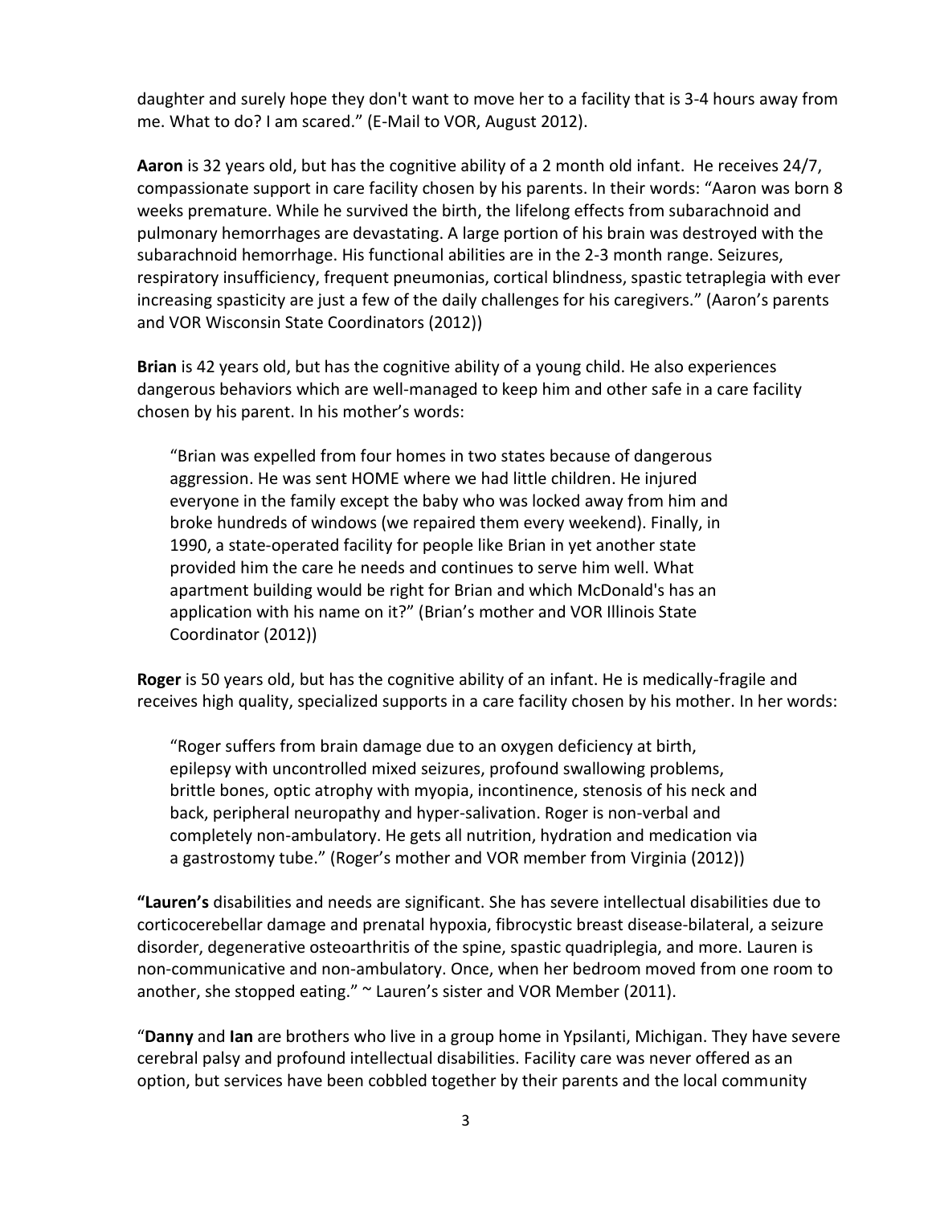daughter and surely hope they don't want to move her to a facility that is 3-4 hours away from me. What to do? I am scared." (E-Mail to VOR, August 2012).

**Aaron** is 32 years old, but has the cognitive ability of a 2 month old infant. He receives 24/7, compassionate support in care facility chosen by his parents. In their words: "Aaron was born 8 weeks premature. While he survived the birth, the lifelong effects from subarachnoid and pulmonary hemorrhages are devastating. A large portion of his brain was destroyed with the subarachnoid hemorrhage. His functional abilities are in the 2-3 month range. Seizures, respiratory insufficiency, frequent pneumonias, cortical blindness, spastic tetraplegia with ever increasing spasticity are just a few of the daily challenges for his caregivers." (Aaron's parents and VOR Wisconsin State Coordinators (2012))

**Brian** is 42 years old, but has the cognitive ability of a young child. He also experiences dangerous behaviors which are well-managed to keep him and other safe in a care facility chosen by his parent. In his mother's words:

> "Brian was expelled from four homes in two states because of dangerous aggression. He was sent HOME where we had little children. He injured everyone in the family except the baby who was locked away from him and broke hundreds of windows (we repaired them every weekend). Finally, in 1990, a state-operated facility for people like Brian in yet another state provided him the care he needs and continues to serve him well. What apartment building would be right for Brian and which McDonald's has an application with his name on it?" (Brian's mother and VOR Illinois State Coordinator (2012))

**Roger** is 50 years old, but has the cognitive ability of an infant. He is medically-fragile and receives high quality, specialized supports in a care facility chosen by his mother. In her words:

> "Roger suffers from brain damage due to an oxygen deficiency at birth, epilepsy with uncontrolled mixed seizures, profound swallowing problems, brittle bones, optic atrophy with myopia, incontinence, stenosis of his neck and back, peripheral neuropathy and hyper-salivation. Roger is non-verbal and completely non-ambulatory. He gets all nutrition, hydration and medication via a gastrostomy tube." (Roger's mother and VOR member from Virginia (2012))

**"Lauren's** disabilities and needs are significant. She has severe intellectual disabilities due to corticocerebellar damage and prenatal hypoxia, fibrocystic breast disease-bilateral, a seizure disorder, degenerative osteoarthritis of the spine, spastic quadriplegia, and more. Lauren is non-communicative and non-ambulatory. Once, when her bedroom moved from one room to another, she stopped eating." ~ Lauren's sister and VOR Member (2011).

"**Danny** and **Ian** are brothers who live in a group home in Ypsilanti, Michigan. They have severe cerebral palsy and profound intellectual disabilities. Facility care was never offered as an option, but services have been cobbled together by their parents and the local community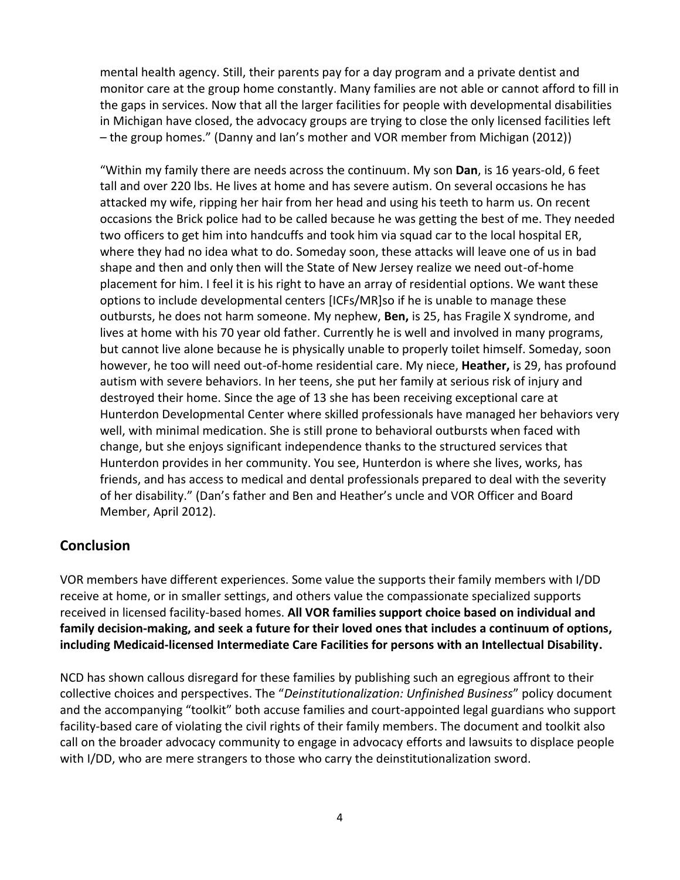mental health agency. Still, their parents pay for a day program and a private dentist and monitor care at the group home constantly. Many families are not able or cannot afford to fill in the gaps in services. Now that all the larger facilities for people with developmental disabilities in Michigan have closed, the advocacy groups are trying to close the only licensed facilities left – the group homes." (Danny and Ian's mother and VOR member from Michigan (2012))

"Within my family there are needs across the continuum. My son **Dan**, is 16 years-old, 6 feet tall and over 220 lbs. He lives at home and has severe autism. On several occasions he has attacked my wife, ripping her hair from her head and using his teeth to harm us. On recent occasions the Brick police had to be called because he was getting the best of me. They needed two officers to get him into handcuffs and took him via squad car to the local hospital ER, where they had no idea what to do. Someday soon, these attacks will leave one of us in bad shape and then and only then will the State of New Jersey realize we need out-of-home placement for him. I feel it is his right to have an array of residential options. We want these options to include developmental centers [ICFs/MR]so if he is unable to manage these outbursts, he does not harm someone. My nephew, **Ben,** is 25, has Fragile X syndrome, and lives at home with his 70 year old father. Currently he is well and involved in many programs, but cannot live alone because he is physically unable to properly toilet himself. Someday, soon however, he too will need out-of-home residential care. My niece, **Heather,** is 29, has profound autism with severe behaviors. In her teens, she put her family at serious risk of injury and destroyed their home. Since the age of 13 she has been receiving exceptional care at Hunterdon Developmental Center where skilled professionals have managed her behaviors very well, with minimal medication. She is still prone to behavioral outbursts when faced with change, but she enjoys significant independence thanks to the structured services that Hunterdon provides in her community. You see, Hunterdon is where she lives, works, has friends, and has access to medical and dental professionals prepared to deal with the severity of her disability." (Dan's father and Ben and Heather's uncle and VOR Officer and Board Member, April 2012).

## Conclusion

VOR members have different experiences. Some value the supports their family members with I/DD receive at home, or in smaller settings, and others value the compassionate specialized supports received in licensed facility-based homes. **All VOR families support choice based on individual and family decision-making, and seek a future for their loved ones that includes a continuum of options, including Medicaid-licensed Intermediate Care Facilities for persons with an Intellectual Disability.**

NCD has shown callous disregard for these families by publishing such an egregious affront to their collective choices and perspectives. The "*Deinstitutionalization: Unfinished Business*" policy document and the accompanying "toolkit" both accuse families and court-appointed legal guardians who support facility-based care of violating the civil rights of their family members. The document and toolkit also call on the broader advocacy community to engage in advocacy efforts and lawsuits to displace people with I/DD, who are mere strangers to those who carry the deinstitutionalization sword.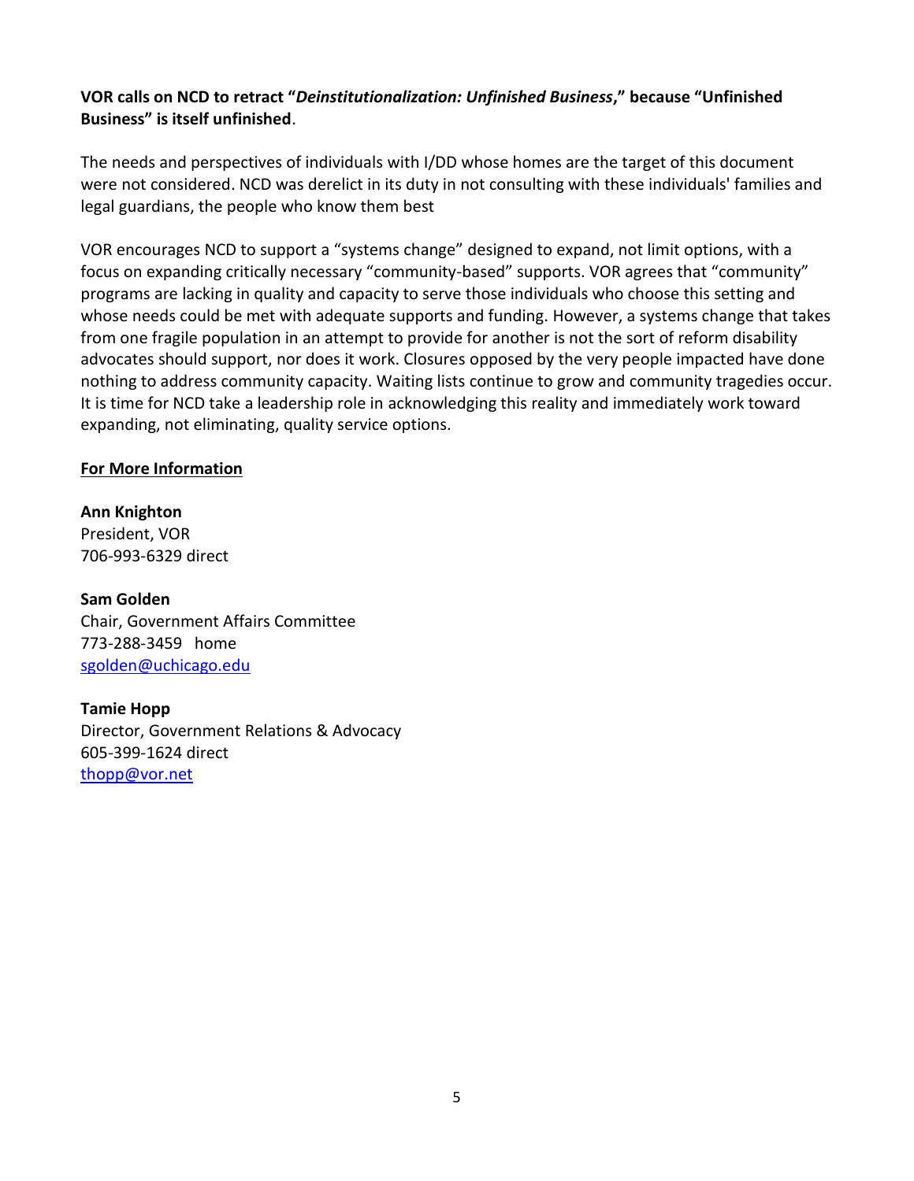**VOR calls on NCD to retract "*Deinstitutionalization: Unfinished Business*," because "Unfinished Business" is itself unfinished**.

The needs and perspectives of individuals with I/DD whose homes are the target of this document were not considered. NCD was derelict in its duty in not consulting with these individuals' families and legal guardians, the people who know them best

VOR encourages NCD to support a "systems change" designed to expand, not limit options, with a focus on expanding critically necessary "community-based" supports. VOR agrees that "community" programs are lacking in quality and capacity to serve those individuals who choose this setting and whose needs could be met with adequate supports and funding. However, a systems change that takes from one fragile population in an attempt to provide for another is not the sort of reform disability advocates should support, nor does it work. Closures opposed by the very people impacted have done nothing to address community capacity. Waiting lists continue to grow and community tragedies occur. It is time for NCD take a leadership role in acknowledging this reality and immediately work toward expanding, not eliminating, quality service options.

**For More Information**

**Ann Knighton**
President, VOR
706-993-6329 direct

**Sam Golden**
Chair, Government Affairs Committee
773-288-3459 home
sgolden@uchicago.edu

**Tamie Hopp**
Director, Government Relations & Advocacy
605-399-1624 direct
thopp@vor.net